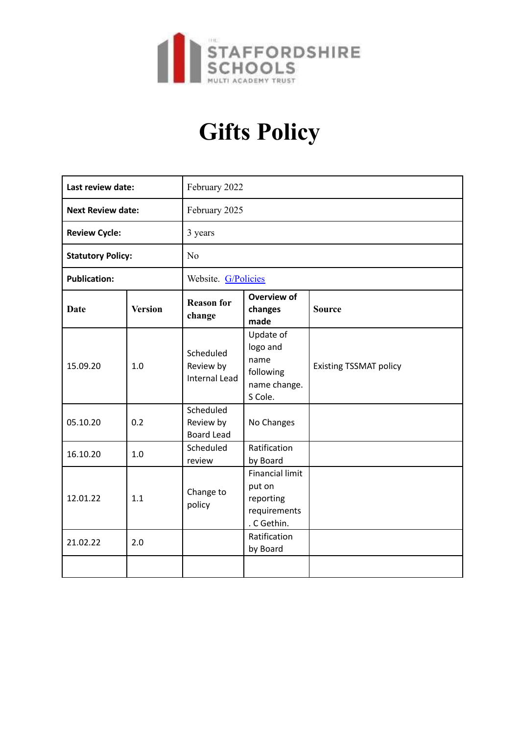THE STAFFORDSHIRE SCHOOLS MULTI ACADEMY TRUST

# Gifts Policy

| | |
|---|---|
| **Last review date:** | February 2022 |
| **Next Review date:** | February 2025 |
| **Review Cycle:** | 3 years |
| **Statutory Policy:** | No |
| **Publication:** | Website. G/Policies |

| **Date** | **Version** | **Reason for change** | **Overview of changes made** | **Source** |
|---|---|---|---|---|
| 15.09.20 | 1.0 | Scheduled Review by Internal Lead | Update of logo and name following name change. S Cole. | Existing TSSMAT policy |
| 05.10.20 | 0.2 | Scheduled Review by Board Lead | No Changes | |
| 16.10.20 | 1.0 | Scheduled review | Ratification by Board | |
| 12.01.22 | 1.1 | Change to policy | Financial limit put on reporting requirements. C Gethin. | |
| 21.02.22 | 2.0 | | Ratification by Board | |
| | | | | |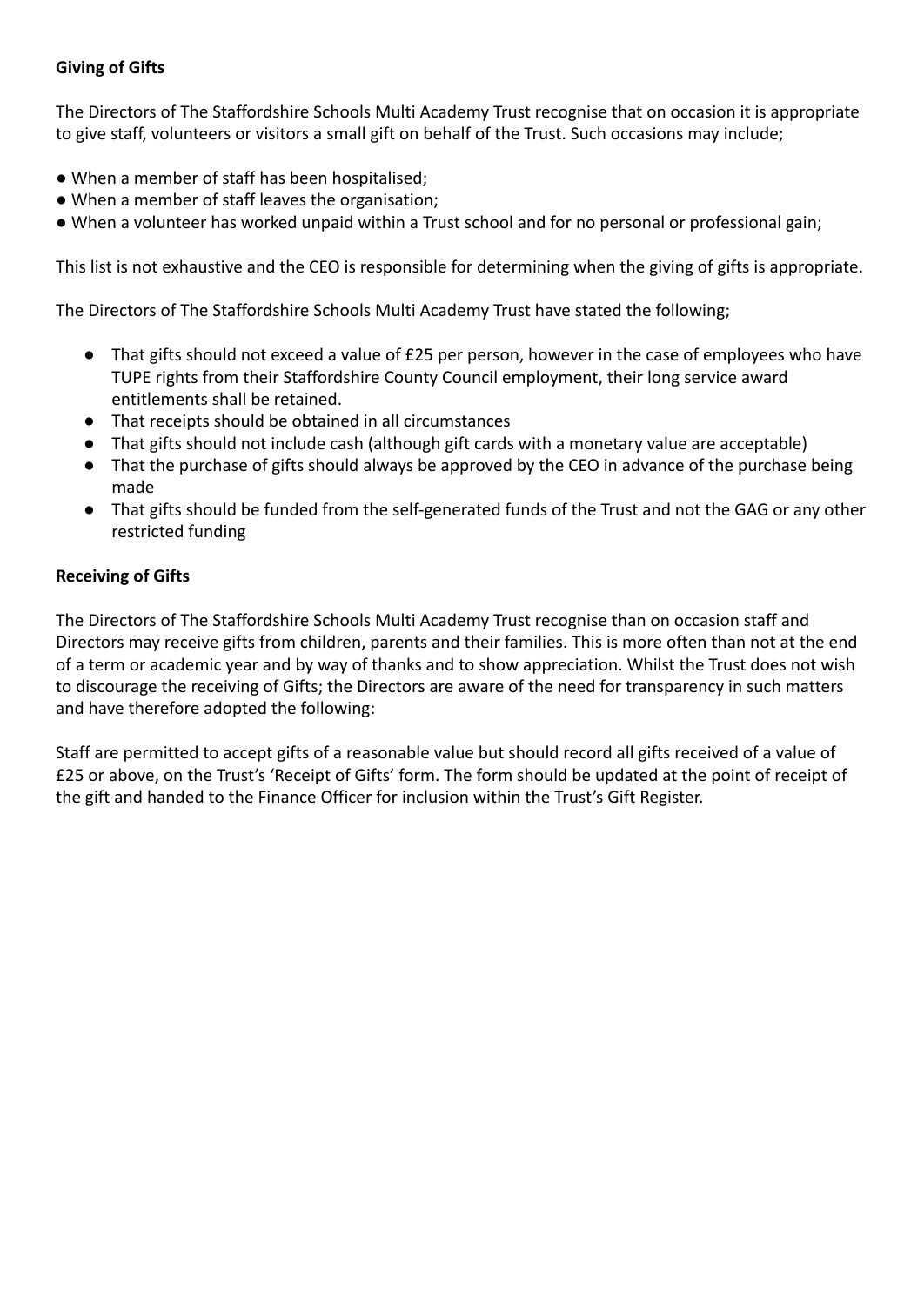**Giving of Gifts**

The Directors of The Staffordshire Schools Multi Academy Trust recognise that on occasion it is appropriate to give staff, volunteers or visitors a small gift on behalf of the Trust. Such occasions may include;

- When a member of staff has been hospitalised;
- When a member of staff leaves the organisation;
- When a volunteer has worked unpaid within a Trust school and for no personal or professional gain;

This list is not exhaustive and the CEO is responsible for determining when the giving of gifts is appropriate.

The Directors of The Staffordshire Schools Multi Academy Trust have stated the following;

- That gifts should not exceed a value of £25 per person, however in the case of employees who have TUPE rights from their Staffordshire County Council employment, their long service award entitlements shall be retained.
- That receipts should be obtained in all circumstances
- That gifts should not include cash (although gift cards with a monetary value are acceptable)
- That the purchase of gifts should always be approved by the CEO in advance of the purchase being made
- That gifts should be funded from the self-generated funds of the Trust and not the GAG or any other restricted funding

**Receiving of Gifts**

The Directors of The Staffordshire Schools Multi Academy Trust recognise than on occasion staff and Directors may receive gifts from children, parents and their families. This is more often than not at the end of a term or academic year and by way of thanks and to show appreciation. Whilst the Trust does not wish to discourage the receiving of Gifts; the Directors are aware of the need for transparency in such matters and have therefore adopted the following:

Staff are permitted to accept gifts of a reasonable value but should record all gifts received of a value of £25 or above, on the Trust's 'Receipt of Gifts' form. The form should be updated at the point of receipt of the gift and handed to the Finance Officer for inclusion within the Trust's Gift Register.